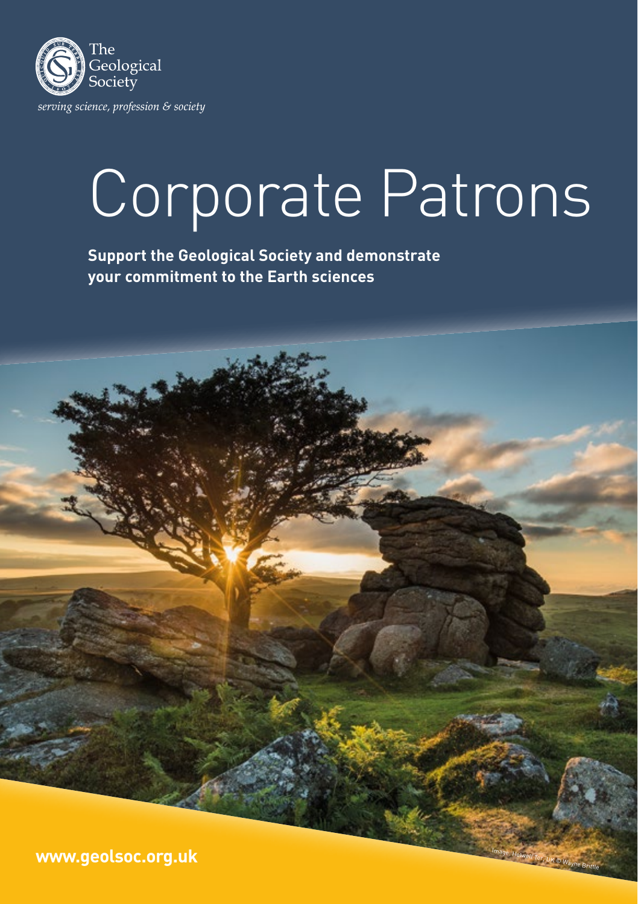The Geological Society

*serving science, profession & society*

# Corporate Patrons

**Support the Geological Society and demonstrate your commitment to the Earth sciences**

Image: Holwell Tor, UK © Wayne Brittle

**www.geolsoc.org.uk**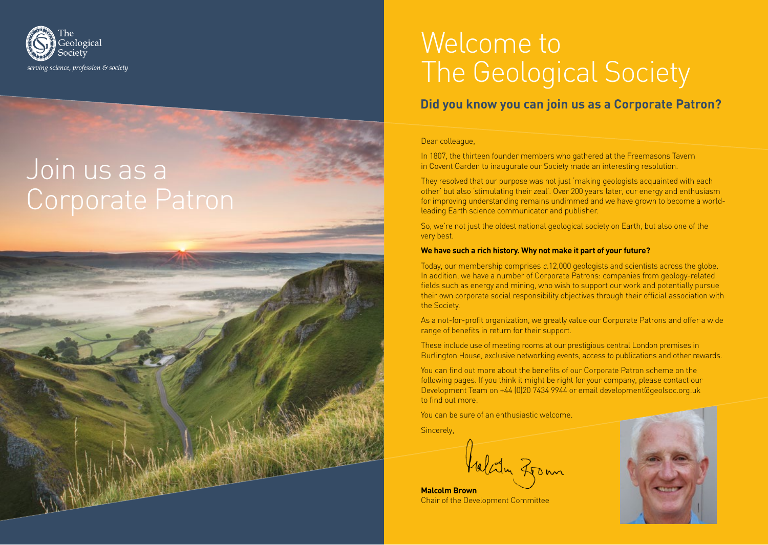The Geological Society

*serving science, profession & society*

# Join us as a Corporate Patron

# Welcome to The Geological Society

## Did you know you can join us as a Corporate Patron?

Dear colleague,

In 1807, the thirteen founder members who gathered at the Freemasons Tavern in Covent Garden to inaugurate our Society made an interesting resolution.

They resolved that our purpose was not just 'making geologists acquainted with each other' but also 'stimulating their zeal'. Over 200 years later, our energy and enthusiasm for improving understanding remains undimmed and we have grown to become a world-leading Earth science communicator and publisher.

So, we're not just the oldest national geological society on Earth, but also one of the very best.

**We have such a rich history. Why not make it part of your future?**

Today, our membership comprises *c.*12,000 geologists and scientists across the globe. In addition, we have a number of Corporate Patrons: companies from geology-related fields such as energy and mining, who wish to support our work and potentially pursue their own corporate social responsibility objectives through their official association with the Society.

As a not-for-profit organization, we greatly value our Corporate Patrons and offer a wide range of benefits in return for their support.

These include use of meeting rooms at our prestigious central London premises in Burlington House, exclusive networking events, access to publications and other rewards.

You can find out more about the benefits of our Corporate Patron scheme on the following pages. If you think it might be right for your company, please contact our Development Team on +44 (0)20 7434 9944 or email development@geolsoc.org.uk to find out more.

You can be sure of an enthusiastic welcome.

Sincerely,

**Malcolm Brown**
Chair of the Development Committee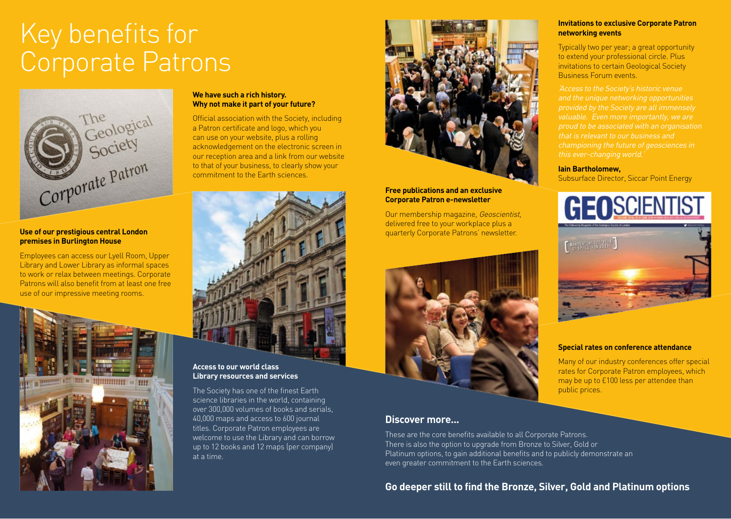# Key benefits for Corporate Patrons

**Use of our prestigious central London premises in Burlington House**

Employees can access our Lyell Room, Upper Library and Lower Library as informal spaces to work or relax between meetings. Corporate Patrons will also benefit from at least one free use of our impressive meeting rooms.

**We have such a rich history. Why not make it part of your future?**

Official association with the Society, including a Patron certificate and logo, which you can use on your website, plus a rolling acknowledgement on the electronic screen in our reception area and a link from our website to that of your business, to clearly show your commitment to the Earth sciences.

**Access to our world class Library resources and services**

The Society has one of the finest Earth science libraries in the world, containing over 300,000 volumes of books and serials, 40,000 maps and access to 600 journal titles. Corporate Patron employees are welcome to use the Library and can borrow up to 12 books and 12 maps (per company) at a time.

**Free publications and an exclusive Corporate Patron e-newsletter**

Our membership magazine, *Geoscientist*, delivered free to your workplace plus a quarterly Corporate Patrons' newsletter.

**Invitations to exclusive Corporate Patron networking events**

Typically two per year; a great opportunity to extend your professional circle. Plus invitations to certain Geological Society Business Forum events.

*'Access to the Society's historic venue and the unique networking opportunities provided by the Society are all immensely valuable. Even more importantly, we are proud to be associated with an organisation that is relevant to our business and championing the future of geosciences in this ever-changing world.'*

**Iain Bartholomew,**
Subsurface Director, Siccar Point Energy

**Special rates on conference attendance**

Many of our industry conferences offer special rates for Corporate Patron employees, which may be up to £100 less per attendee than public prices.

## Discover more...

These are the core benefits available to all Corporate Patrons. There is also the option to upgrade from Bronze to Silver, Gold or Platinum options, to gain additional benefits and to publicly demonstrate an even greater commitment to the Earth sciences.

**Go deeper still to find the Bronze, Silver, Gold and Platinum options**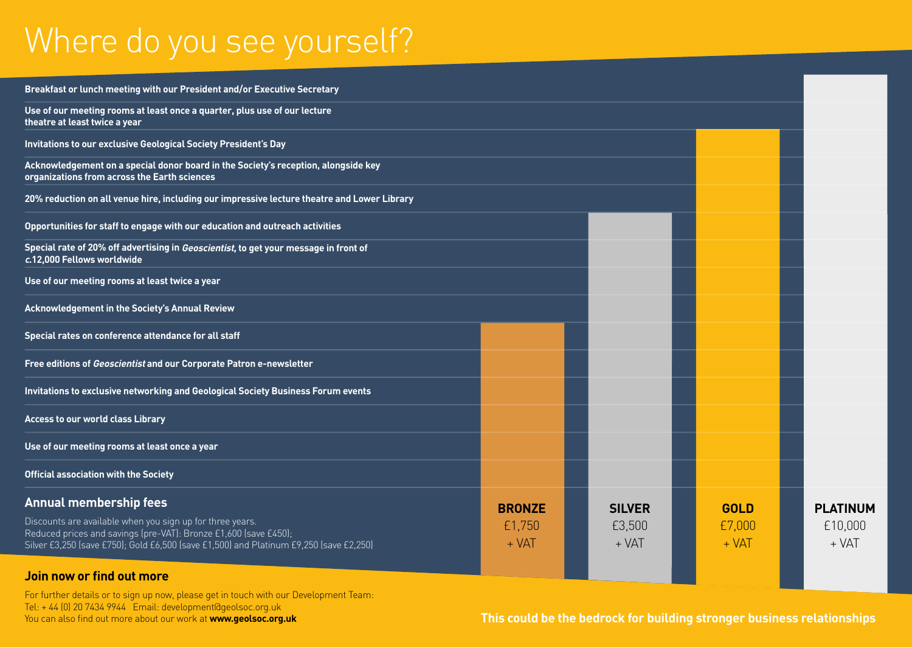# Where do you see yourself?

| Benefit | Bronze | Silver | Gold | Platinum |
|---|---|---|---|---|
| Breakfast or lunch meeting with our President and/or Executive Secretary | | | | ✓ |
| Use of our meeting rooms at least once a quarter, plus use of our lecture theatre at least twice a year | | | | ✓ |
| Invitations to our exclusive Geological Society President's Day | | | ✓ | ✓ |
| Acknowledgement on a special donor board in the Society's reception, alongside key organizations from across the Earth sciences | | | ✓ | ✓ |
| 20% reduction on all venue hire, including our impressive lecture theatre and Lower Library | | | ✓ | ✓ |
| Opportunities for staff to engage with our education and outreach activities | | ✓ | ✓ | ✓ |
| Special rate of 20% off advertising in *Geoscientist*, to get your message in front of *c.*12,000 Fellows worldwide | | ✓ | ✓ | ✓ |
| Use of our meeting rooms at least twice a year | | ✓ | ✓ | ✓ |
| Acknowledgement in the Society's Annual Review | | ✓ | ✓ | ✓ |
| Special rates on conference attendance for all staff | ✓ | ✓ | ✓ | ✓ |
| Free editions of *Geoscientist* and our Corporate Patron e-newsletter | ✓ | ✓ | ✓ | ✓ |
| Invitations to exclusive networking and Geological Society Business Forum events | ✓ | ✓ | ✓ | ✓ |
| Access to our world class Library | ✓ | ✓ | ✓ | ✓ |
| Use of our meeting rooms at least once a year | ✓ | ✓ | ✓ | ✓ |
| Official association with the Society | ✓ | ✓ | ✓ | ✓ |
| **Annual membership fees** | **BRONZE** £1,750 + VAT | **SILVER** £3,500 + VAT | **GOLD** £7,000 + VAT | **PLATINUM** £10,000 + VAT |

## Annual membership fees

Discounts are available when you sign up for three years.
Reduced prices and savings (pre-VAT): Bronze £1,600 (save £450); Silver £3,250 (save £750); Gold £6,500 (save £1,500) and Platinum £9,250 (save £2,250)

## Join now or find out more

For further details or to sign up now, please get in touch with our Development Team:
Tel: + 44 (0) 20 7434 9944 Email: development@geolsoc.org.uk
You can also find out more about our work at **www.geolsoc.org.uk**

**This could be the bedrock for building stronger business relationships**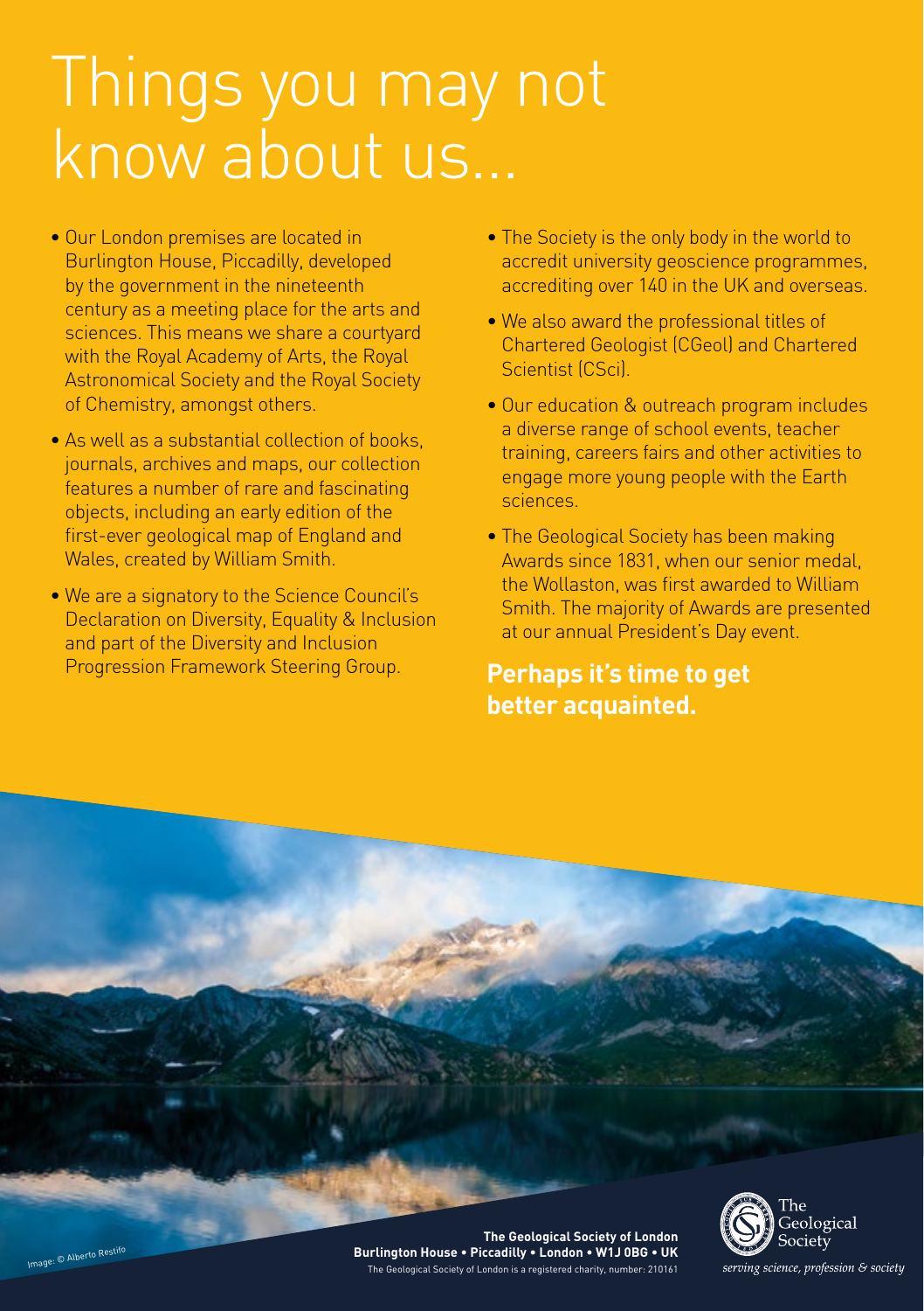# Things you may not know about us...

- Our London premises are located in Burlington House, Piccadilly, developed by the government in the nineteenth century as a meeting place for the arts and sciences. This means we share a courtyard with the Royal Academy of Arts, the Royal Astronomical Society and the Royal Society of Chemistry, amongst others.
- As well as a substantial collection of books, journals, archives and maps, our collection features a number of rare and fascinating objects, including an early edition of the first-ever geological map of England and Wales, created by William Smith.
- We are a signatory to the Science Council's Declaration on Diversity, Equality & Inclusion and part of the Diversity and Inclusion Progression Framework Steering Group.
- The Society is the only body in the world to accredit university geoscience programmes, accrediting over 140 in the UK and overseas.
- We also award the professional titles of Chartered Geologist (CGeol) and Chartered Scientist (CSci).
- Our education & outreach program includes a diverse range of school events, teacher training, careers fairs and other activities to engage more young people with the Earth sciences.
- The Geological Society has been making Awards since 1831, when our senior medal, the Wollaston, was first awarded to William Smith. The majority of Awards are presented at our annual President's Day event.

**Perhaps it's time to get better acquainted.**

Image: © Alberto Restifo

**The Geological Society of London**
**Burlington House • Piccadilly • London • W1J 0BG • UK**
The Geological Society of London is a registered charity, number: 210161

The Geological Society

*serving science, profession & society*